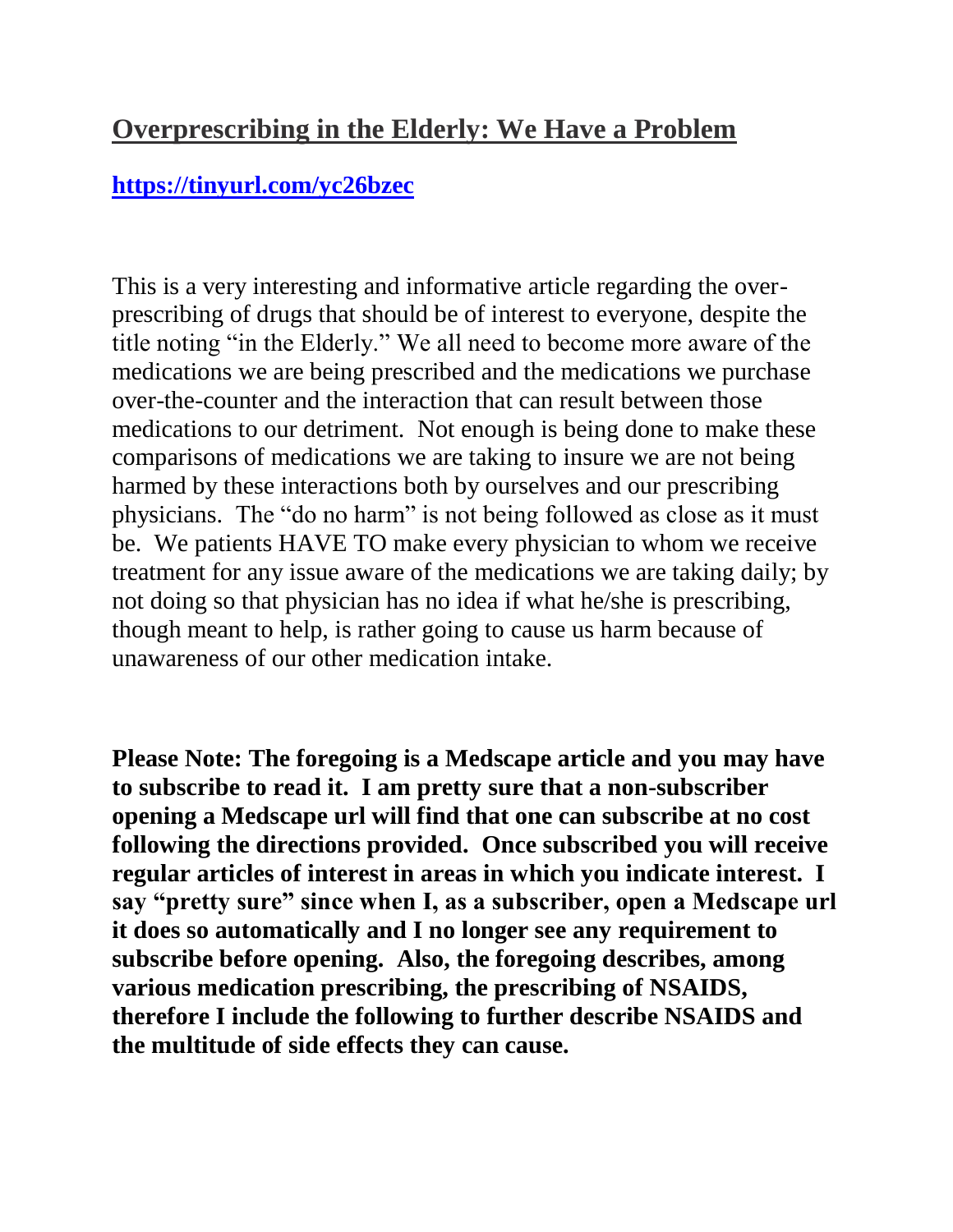## Overprescribing in the Elderly: We Have a Problem

**https://tinyurl.com/yc26bzec**

This is a very interesting and informative article regarding the over-prescribing of drugs that should be of interest to everyone, despite the title noting "in the Elderly." We all need to become more aware of the medications we are being prescribed and the medications we purchase over-the-counter and the interaction that can result between those medications to our detriment. Not enough is being done to make these comparisons of medications we are taking to insure we are not being harmed by these interactions both by ourselves and our prescribing physicians. The "do no harm" is not being followed as close as it must be. We patients HAVE TO make every physician to whom we receive treatment for any issue aware of the medications we are taking daily; by not doing so that physician has no idea if what he/she is prescribing, though meant to help, is rather going to cause us harm because of unawareness of our other medication intake.

**Please Note: The foregoing is a Medscape article and you may have to subscribe to read it. I am pretty sure that a non-subscriber opening a Medscape url will find that one can subscribe at no cost following the directions provided. Once subscribed you will receive regular articles of interest in areas in which you indicate interest. I say "pretty sure" since when I, as a subscriber, open a Medscape url it does so automatically and I no longer see any requirement to subscribe before opening. Also, the foregoing describes, among various medication prescribing, the prescribing of NSAIDS, therefore I include the following to further describe NSAIDS and the multitude of side effects they can cause.**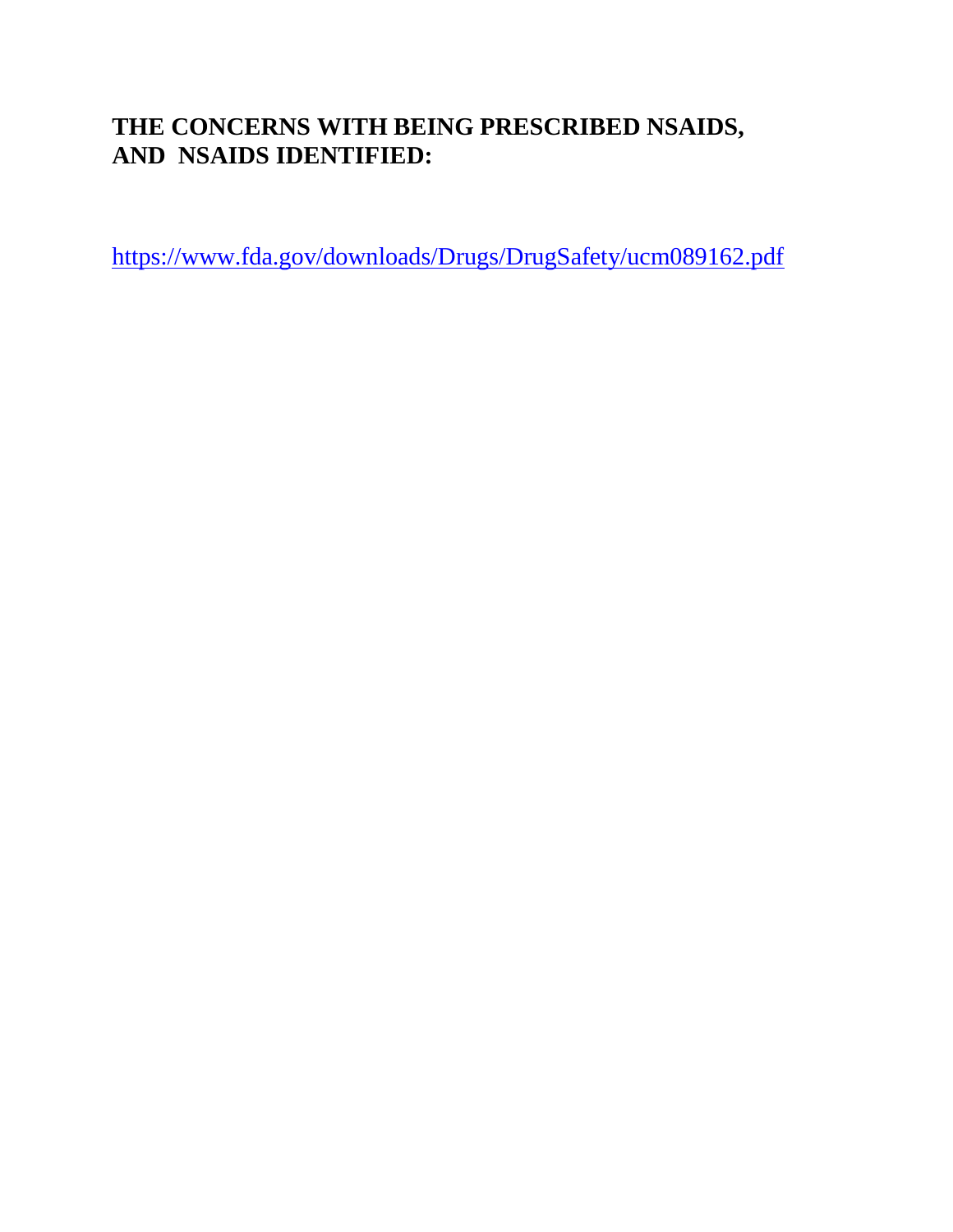**THE CONCERNS WITH BEING PRESCRIBED NSAIDS, AND NSAIDS IDENTIFIED:**

https://www.fda.gov/downloads/Drugs/DrugSafety/ucm089162.pdf